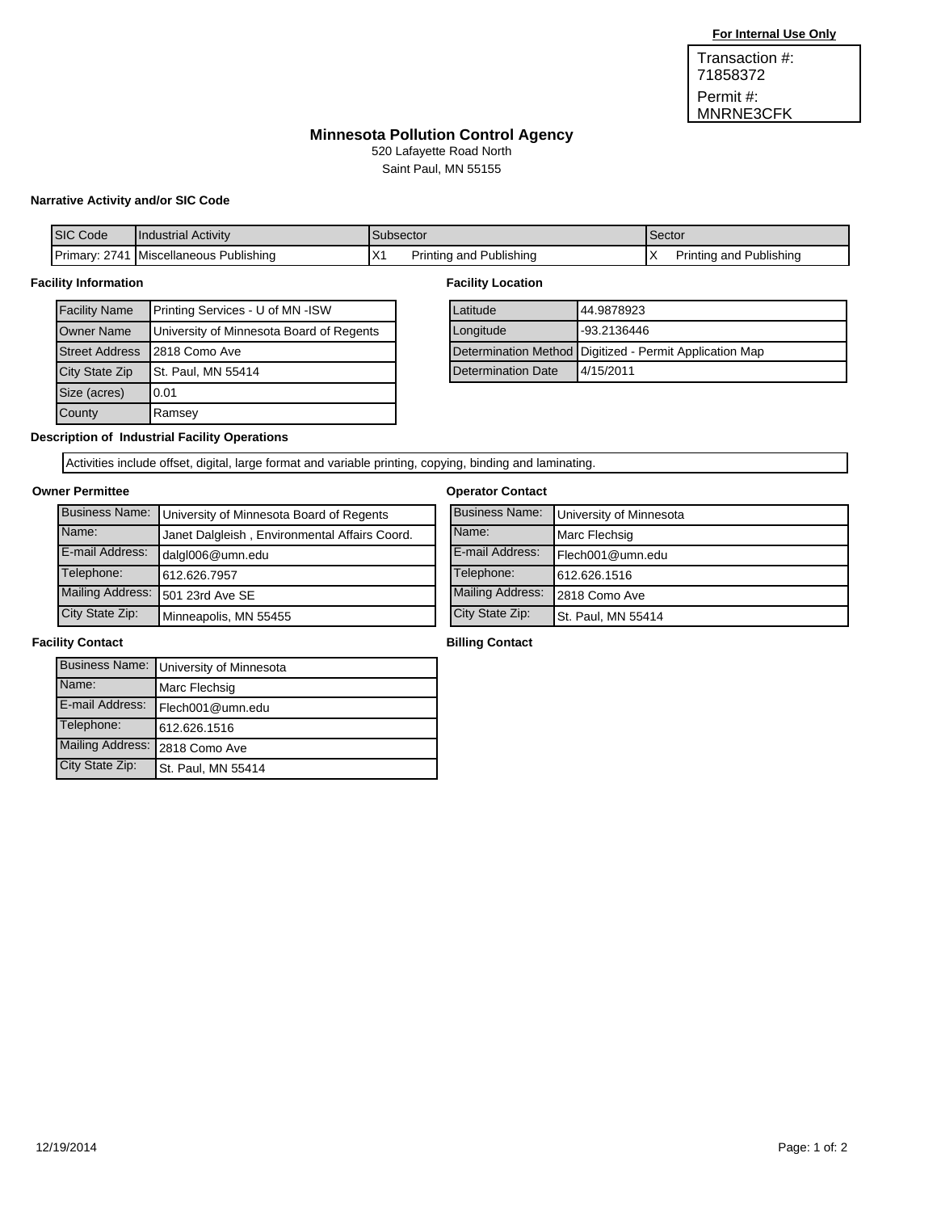**For Internal Use Only**

Transaction #: 71858372
Permit #: MNRNE3CFK

# Minnesota Pollution Control Agency

520 Lafayette Road North
Saint Paul, MN 55155

### Narrative Activity and/or SIC Code

| SIC Code | Industrial Activity | Subsector | Sector |
|---|---|---|---|
| Primary: 2741 | Miscellaneous Publishing | X1 Printing and Publishing | X Printing and Publishing |

### Facility Information

| | |
|---|---|
| Facility Name | Printing Services - U of MN -ISW |
| Owner Name | University of Minnesota Board of Regents |
| Street Address | 2818 Como Ave |
| City State Zip | St. Paul, MN 55414 |
| Size (acres) | 0.01 |
| County | Ramsey |

### Facility Location

| | |
|---|---|
| Latitude | 44.9878923 |
| Longitude | -93.2136446 |
| Determination Method | Digitized - Permit Application Map |
| Determination Date | 4/15/2011 |

### Description of Industrial Facility Operations

Activities include offset, digital, large format and variable printing, copying, binding and laminating.

### Owner Permittee

| | |
|---|---|
| Business Name: | University of Minnesota Board of Regents |
| Name: | Janet Dalgleish , Environmental Affairs Coord. |
| E-mail Address: | dalgl006@umn.edu |
| Telephone: | 612.626.7957 |
| Mailing Address: | 501 23rd Ave SE |
| City State Zip: | Minneapolis, MN 55455 |

### Operator Contact

| | |
|---|---|
| Business Name: | University of Minnesota |
| Name: | Marc Flechsig |
| E-mail Address: | Flech001@umn.edu |
| Telephone: | 612.626.1516 |
| Mailing Address: | 2818 Como Ave |
| City State Zip: | St. Paul, MN 55414 |

### Facility Contact

| | |
|---|---|
| Business Name: | University of Minnesota |
| Name: | Marc Flechsig |
| E-mail Address: | Flech001@umn.edu |
| Telephone: | 612.626.1516 |
| Mailing Address: | 2818 Como Ave |
| City State Zip: | St. Paul, MN 55414 |

### Billing Contact

12/19/2014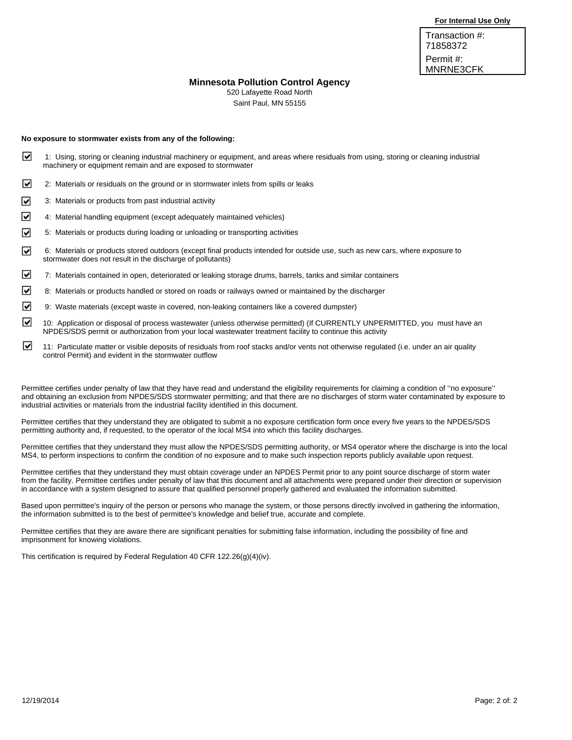**For Internal Use Only**

| | |
|---|---|
| Transaction #: 71858372 | |
| Permit #: MNRNE3CFK | |

**Minnesota Pollution Control Agency**
520 Lafayette Road North
Saint Paul, MN 55155

**No exposure to stormwater exists from any of the following:**

- [x] 1: Using, storing or cleaning industrial machinery or equipment, and areas where residuals from using, storing or cleaning industrial machinery or equipment remain and are exposed to stormwater
- [x] 2: Materials or residuals on the ground or in stormwater inlets from spills or leaks
- [x] 3: Materials or products from past industrial activity
- [x] 4: Material handling equipment (except adequately maintained vehicles)
- [x] 5: Materials or products during loading or unloading or transporting activities
- [x] 6: Materials or products stored outdoors (except final products intended for outside use, such as new cars, where exposure to stormwater does not result in the discharge of pollutants)
- [x] 7: Materials contained in open, deteriorated or leaking storage drums, barrels, tanks and similar containers
- [x] 8: Materials or products handled or stored on roads or railways owned or maintained by the discharger
- [x] 9: Waste materials (except waste in covered, non-leaking containers like a covered dumpster)
- [x] 10: Application or disposal of process wastewater (unless otherwise permitted) (If CURRENTLY UNPERMITTED, you must have an NPDES/SDS permit or authorization from your local wastewater treatment facility to continue this activity
- [x] 11: Particulate matter or visible deposits of residuals from roof stacks and/or vents not otherwise regulated (i.e. under an air quality control Permit) and evident in the stormwater outflow

Permittee certifies under penalty of law that they have read and understand the eligibility requirements for claiming a condition of ''no exposure'' and obtaining an exclusion from NPDES/SDS stormwater permitting; and that there are no discharges of storm water contaminated by exposure to industrial activities or materials from the industrial facility identified in this document.

Permittee certifies that they understand they are obligated to submit a no exposure certification form once every five years to the NPDES/SDS permitting authority and, if requested, to the operator of the local MS4 into which this facility discharges.

Permittee certifies that they understand they must allow the NPDES/SDS permitting authority, or MS4 operator where the discharge is into the local MS4, to perform inspections to confirm the condition of no exposure and to make such inspection reports publicly available upon request.

Permittee certifies that they understand they must obtain coverage under an NPDES Permit prior to any point source discharge of storm water from the facility. Permittee certifies under penalty of law that this document and all attachments were prepared under their direction or supervision in accordance with a system designed to assure that qualified personnel properly gathered and evaluated the information submitted.

Based upon permittee's inquiry of the person or persons who manage the system, or those persons directly involved in gathering the information, the information submitted is to the best of permittee's knowledge and belief true, accurate and complete.

Permittee certifies that they are aware there are significant penalties for submitting false information, including the possibility of fine and imprisonment for knowing violations.

This certification is required by Federal Regulation 40 CFR 122.26(g)(4)(iv).

12/19/2014